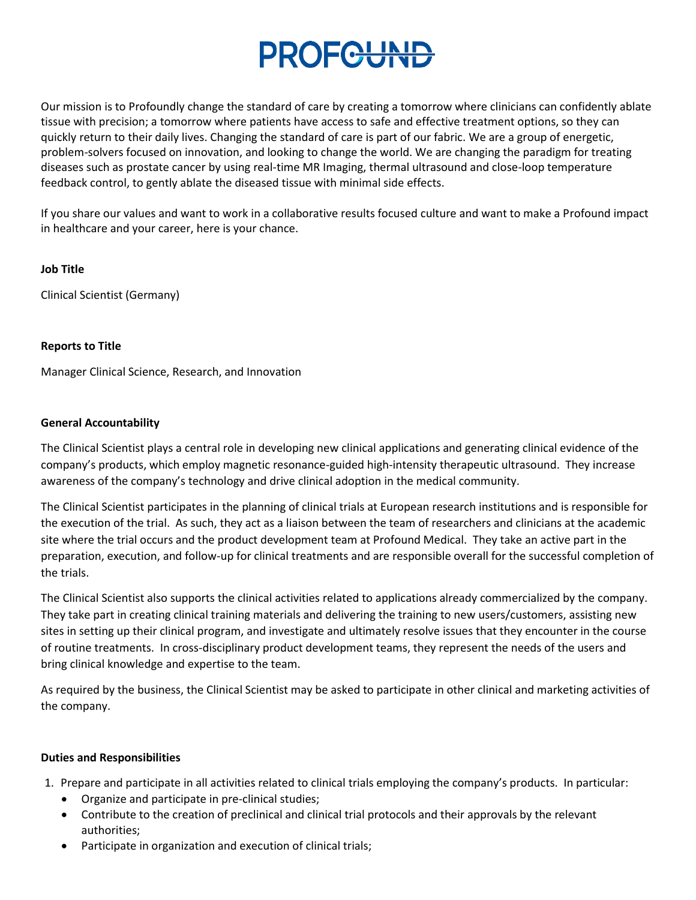# PROFOUND

Our mission is to Profoundly change the standard of care by creating a tomorrow where clinicians can confidently ablate tissue with precision; a tomorrow where patients have access to safe and effective treatment options, so they can quickly return to their daily lives. Changing the standard of care is part of our fabric. We are a group of energetic, problem-solvers focused on innovation, and looking to change the world. We are changing the paradigm for treating diseases such as prostate cancer by using real-time MR Imaging, thermal ultrasound and close-loop temperature feedback control, to gently ablate the diseased tissue with minimal side effects.

If you share our values and want to work in a collaborative results focused culture and want to make a Profound impact in healthcare and your career, here is your chance.

**Job Title**

Clinical Scientist (Germany)

**Reports to Title**

Manager Clinical Science, Research, and Innovation

**General Accountability**

The Clinical Scientist plays a central role in developing new clinical applications and generating clinical evidence of the company's products, which employ magnetic resonance-guided high-intensity therapeutic ultrasound. They increase awareness of the company's technology and drive clinical adoption in the medical community.

The Clinical Scientist participates in the planning of clinical trials at European research institutions and is responsible for the execution of the trial. As such, they act as a liaison between the team of researchers and clinicians at the academic site where the trial occurs and the product development team at Profound Medical. They take an active part in the preparation, execution, and follow-up for clinical treatments and are responsible overall for the successful completion of the trials.

The Clinical Scientist also supports the clinical activities related to applications already commercialized by the company. They take part in creating clinical training materials and delivering the training to new users/customers, assisting new sites in setting up their clinical program, and investigate and ultimately resolve issues that they encounter in the course of routine treatments. In cross-disciplinary product development teams, they represent the needs of the users and bring clinical knowledge and expertise to the team.

As required by the business, the Clinical Scientist may be asked to participate in other clinical and marketing activities of the company.

**Duties and Responsibilities**

1. Prepare and participate in all activities related to clinical trials employing the company's products. In particular:
   - Organize and participate in pre-clinical studies;
   - Contribute to the creation of preclinical and clinical trial protocols and their approvals by the relevant authorities;
   - Participate in organization and execution of clinical trials;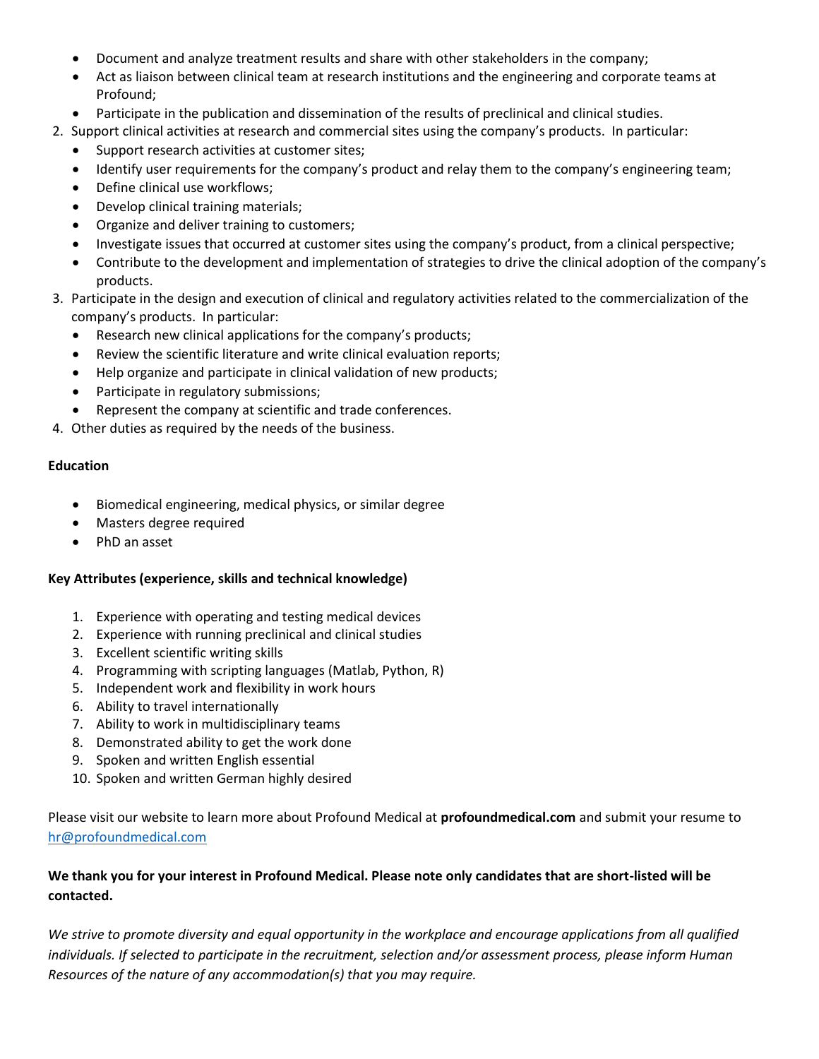- Document and analyze treatment results and share with other stakeholders in the company;
- Act as liaison between clinical team at research institutions and the engineering and corporate teams at Profound;
- Participate in the publication and dissemination of the results of preclinical and clinical studies.

2. Support clinical activities at research and commercial sites using the company's products. In particular:
   - Support research activities at customer sites;
   - Identify user requirements for the company's product and relay them to the company's engineering team;
   - Define clinical use workflows;
   - Develop clinical training materials;
   - Organize and deliver training to customers;
   - Investigate issues that occurred at customer sites using the company's product, from a clinical perspective;
   - Contribute to the development and implementation of strategies to drive the clinical adoption of the company's products.
3. Participate in the design and execution of clinical and regulatory activities related to the commercialization of the company's products. In particular:
   - Research new clinical applications for the company's products;
   - Review the scientific literature and write clinical evaluation reports;
   - Help organize and participate in clinical validation of new products;
   - Participate in regulatory submissions;
   - Represent the company at scientific and trade conferences.
4. Other duties as required by the needs of the business.

**Education**

- Biomedical engineering, medical physics, or similar degree
- Masters degree required
- PhD an asset

**Key Attributes (experience, skills and technical knowledge)**

1. Experience with operating and testing medical devices
2. Experience with running preclinical and clinical studies
3. Excellent scientific writing skills
4. Programming with scripting languages (Matlab, Python, R)
5. Independent work and flexibility in work hours
6. Ability to travel internationally
7. Ability to work in multidisciplinary teams
8. Demonstrated ability to get the work done
9. Spoken and written English essential
10. Spoken and written German highly desired

Please visit our website to learn more about Profound Medical at **profoundmedical.com** and submit your resume to hr@profoundmedical.com

**We thank you for your interest in Profound Medical. Please note only candidates that are short-listed will be contacted.**

*We strive to promote diversity and equal opportunity in the workplace and encourage applications from all qualified individuals. If selected to participate in the recruitment, selection and/or assessment process, please inform Human Resources of the nature of any accommodation(s) that you may require.*